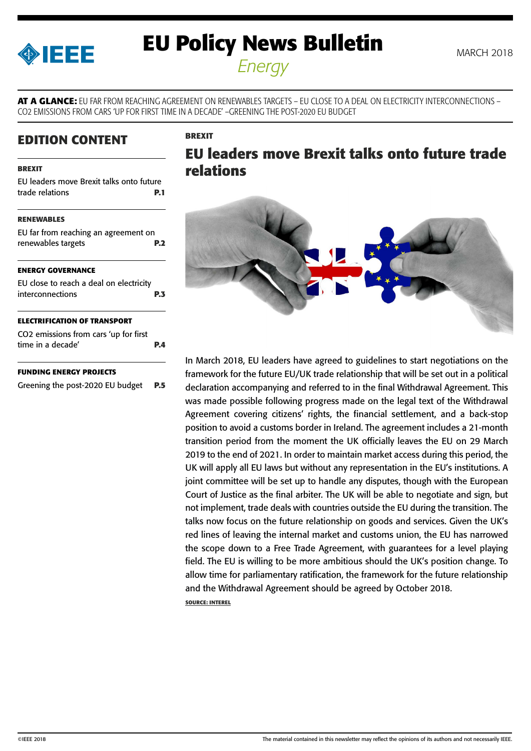# EU Policy News Bulletin

*Energy*

MARCH 2018

**AT A GLANCE:** EU FAR FROM REACHING AGREEMENT ON RENEWABLES TARGETS – EU CLOSE TO A DEAL ON ELECTRICITY INTERCONNECTIONS – $CO_2$ EMISSIONS FROM CARS 'UP FOR FIRST TIME IN A DECADE' –GREENING THE POST-2020 EU BUDGET

## EDITION CONTENT

**BREXIT**

EU leaders move Brexit talks onto future trade relations **P.1**

**RENEWABLES**

EU far from reaching an agreement on renewables targets **P.2**

**ENERGY GOVERNANCE**

EU close to reach a deal on electricity interconnections **P.3**

**ELECTRIFICATION OF TRANSPORT**

$CO_2$ emissions from cars 'up for first time in a decade' **P.4**

**FUNDING ENERGY PROJECTS**

Greening the post-2020 EU budget **P.5**

**BREXIT**

## EU leaders move Brexit talks onto future trade relations

In March 2018, EU leaders have agreed to guidelines to start negotiations on the framework for the future EU/UK trade relationship that will be set out in a political declaration accompanying and referred to in the final Withdrawal Agreement. This was made possible following progress made on the legal text of the Withdrawal Agreement covering citizens' rights, the financial settlement, and a back-stop position to avoid a customs border in Ireland. The agreement includes a 21-month transition period from the moment the UK officially leaves the EU on 29 March 2019 to the end of 2021. In order to maintain market access during this period, the UK will apply all EU laws but without any representation in the EU's institutions. A joint committee will be set up to handle any disputes, though with the European Court of Justice as the final arbiter. The UK will be able to negotiate and sign, but not implement, trade deals with countries outside the EU during the transition. The talks now focus on the future relationship on goods and services. Given the UK's red lines of leaving the internal market and customs union, the EU has narrowed the scope down to a Free Trade Agreement, with guarantees for a level playing field. The EU is willing to be more ambitious should the UK's position change. To allow time for parliamentary ratification, the framework for the future relationship and the Withdrawal Agreement should be agreed by October 2018.

**SOURCE: INTEREL**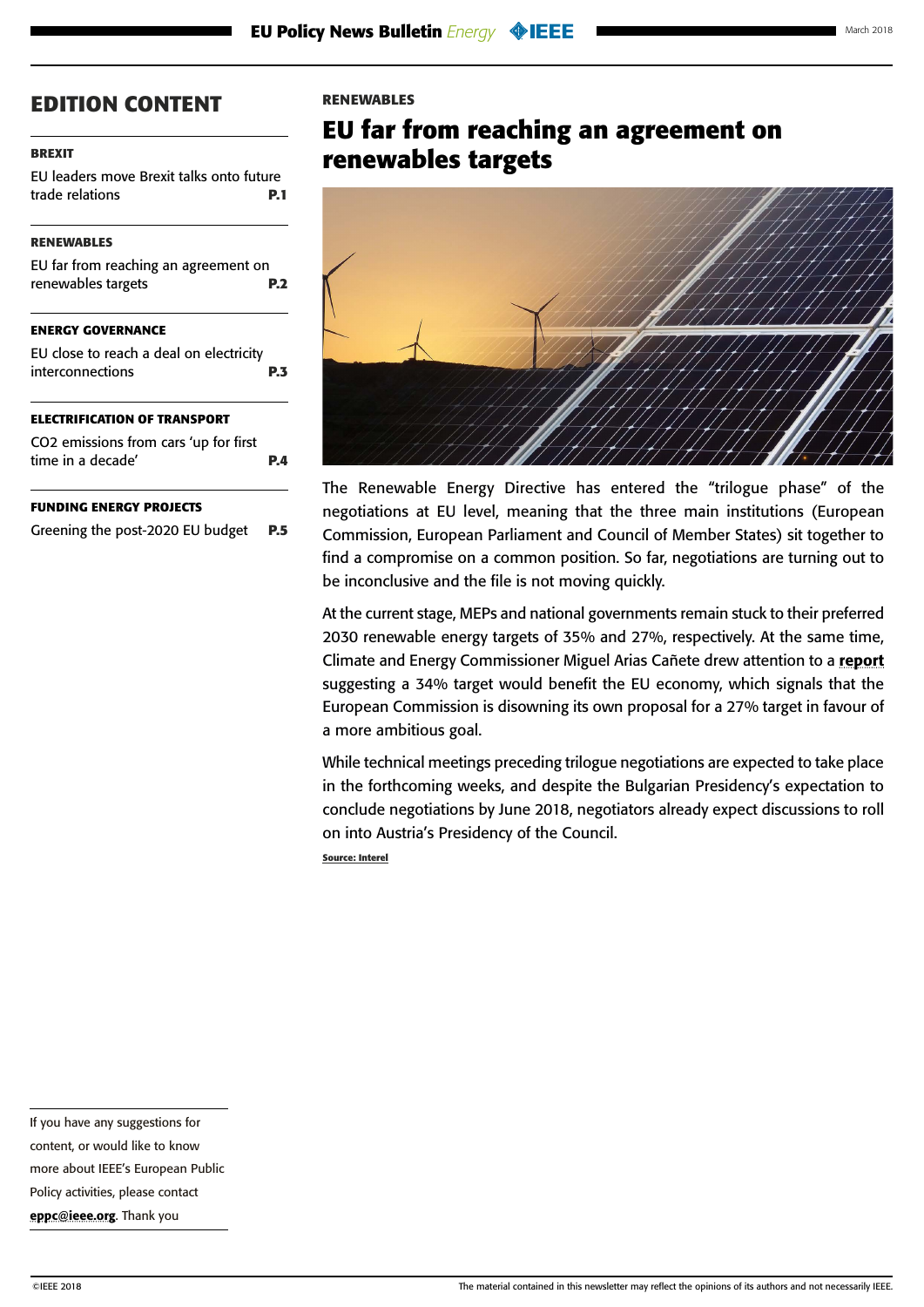## EDITION CONTENT

**BREXIT**

EU leaders move Brexit talks onto future trade relations **P.1**

**RENEWABLES**

EU far from reaching an agreement on renewables targets **P.2**

**ENERGY GOVERNANCE**

EU close to reach a deal on electricity interconnections **P.3**

**ELECTRIFICATION OF TRANSPORT**

CO2 emissions from cars 'up for first time in a decade' **P.4**

**FUNDING ENERGY PROJECTS**

Greening the post-2020 EU budget **P.5**

If you have any suggestions for content, or would like to know more about IEEE's European Public Policy activities, please contact **eppc@ieee.org**. Thank you

**RENEWABLES**

# EU far from reaching an agreement on renewables targets

The Renewable Energy Directive has entered the "trilogue phase" of the negotiations at EU level, meaning that the three main institutions (European Commission, European Parliament and Council of Member States) sit together to find a compromise on a common position. So far, negotiations are turning out to be inconclusive and the file is not moving quickly.

At the current stage, MEPs and national governments remain stuck to their preferred 2030 renewable energy targets of 35% and 27%, respectively. At the same time, Climate and Energy Commissioner Miguel Arias Cañete drew attention to a **report** suggesting a 34% target would benefit the EU economy, which signals that the European Commission is disowning its own proposal for a 27% target in favour of a more ambitious goal.

While technical meetings preceding trilogue negotiations are expected to take place in the forthcoming weeks, and despite the Bulgarian Presidency's expectation to conclude negotiations by June 2018, negotiators already expect discussions to roll on into Austria's Presidency of the Council.

**Source: Interel**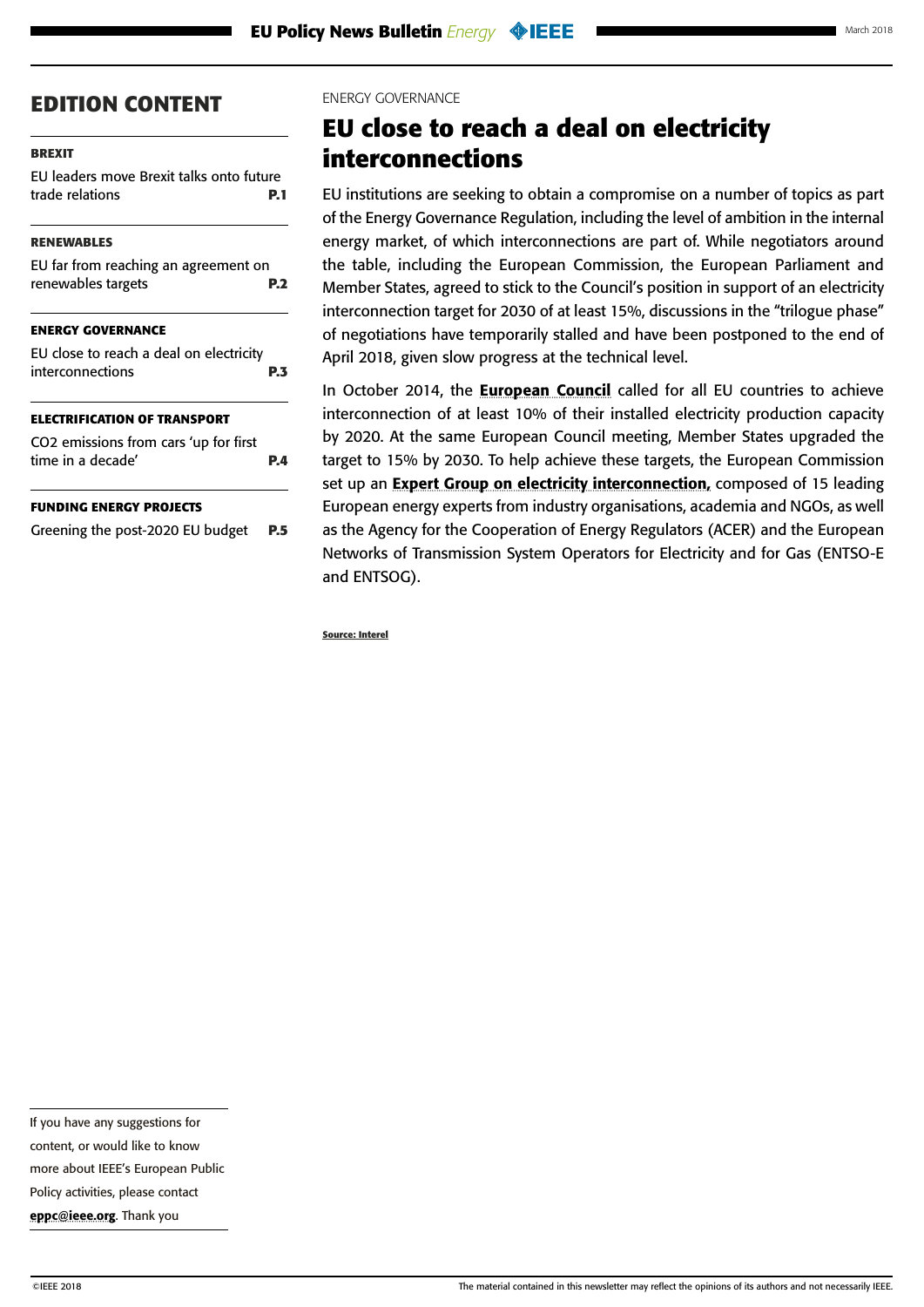## EDITION CONTENT

**BREXIT**

EU leaders move Brexit talks onto future trade relations **P.1**

**RENEWABLES**

EU far from reaching an agreement on renewables targets **P.2**

**ENERGY GOVERNANCE**

EU close to reach a deal on electricity interconnections **P.3**

**ELECTRIFICATION OF TRANSPORT**

CO2 emissions from cars 'up for first time in a decade' **P.4**

**FUNDING ENERGY PROJECTS**

Greening the post-2020 EU budget **P.5**

If you have any suggestions for content, or would like to know more about IEEE's European Public Policy activities, please contact **eppc@ieee.org**. Thank you

ENERGY GOVERNANCE

# EU close to reach a deal on electricity interconnections

EU institutions are seeking to obtain a compromise on a number of topics as part of the Energy Governance Regulation, including the level of ambition in the internal energy market, of which interconnections are part of. While negotiators around the table, including the European Commission, the European Parliament and Member States, agreed to stick to the Council's position in support of an electricity interconnection target for 2030 of at least 15%, discussions in the "trilogue phase" of negotiations have temporarily stalled and have been postponed to the end of April 2018, given slow progress at the technical level.

In October 2014, the **European Council** called for all EU countries to achieve interconnection of at least 10% of their installed electricity production capacity by 2020. At the same European Council meeting, Member States upgraded the target to 15% by 2030. To help achieve these targets, the European Commission set up an **Expert Group on electricity interconnection,** composed of 15 leading European energy experts from industry organisations, academia and NGOs, as well as the Agency for the Cooperation of Energy Regulators (ACER) and the European Networks of Transmission System Operators for Electricity and for Gas (ENTSO-E and ENTSOG).

**Source: Interel**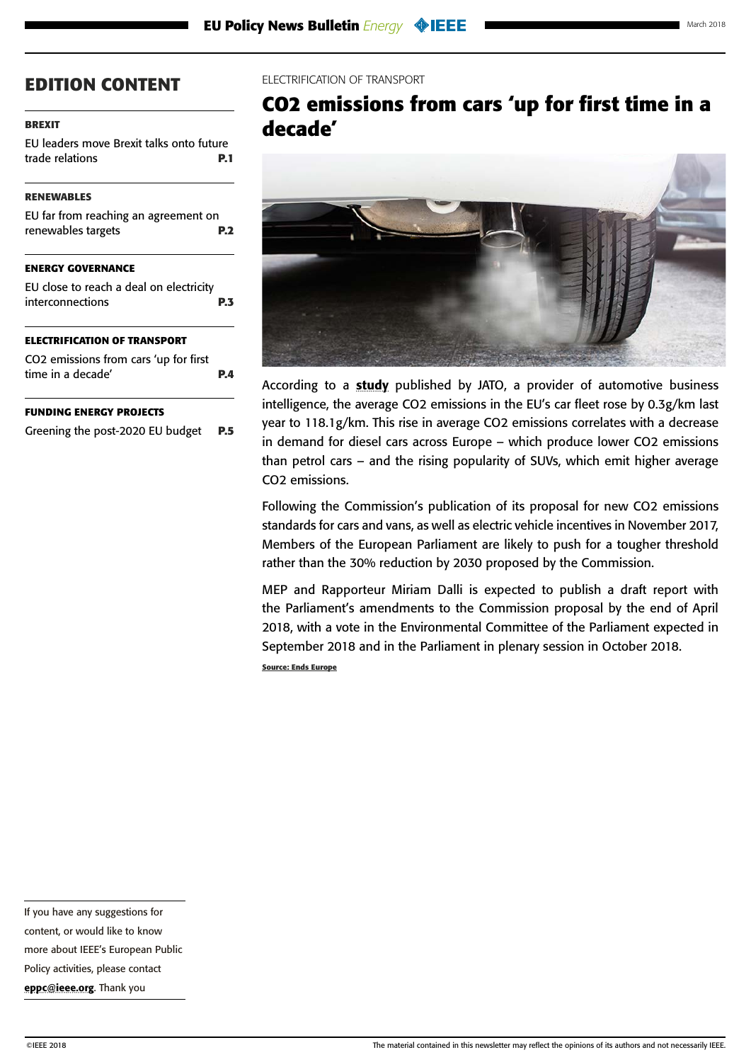## EDITION CONTENT

**BREXIT**

EU leaders move Brexit talks onto future trade relations **P.1**

**RENEWABLES**

EU far from reaching an agreement on renewables targets **P.2**

**ENERGY GOVERNANCE**

EU close to reach a deal on electricity interconnections **P.3**

**ELECTRIFICATION OF TRANSPORT**

CO2 emissions from cars 'up for first time in a decade' **P.4**

**FUNDING ENERGY PROJECTS**

Greening the post-2020 EU budget **P.5**

If you have any suggestions for content, or would like to know more about IEEE's European Public Policy activities, please contact **eppc@ieee.org**. Thank you

ELECTRIFICATION OF TRANSPORT

# $CO_2$ emissions from cars 'up for first time in a decade'

According to a **study** published by JATO, a provider of automotive business intelligence, the average $CO_2$ emissions in the EU's car fleet rose by 0.3g/km last year to 118.1g/km. This rise in average $CO_2$ emissions correlates with a decrease in demand for diesel cars across Europe – which produce lower $CO_2$ emissions than petrol cars – and the rising popularity of SUVs, which emit higher average $CO_2$ emissions.

Following the Commission's publication of its proposal for new $CO_2$ emissions standards for cars and vans, as well as electric vehicle incentives in November 2017, Members of the European Parliament are likely to push for a tougher threshold rather than the 30% reduction by 2030 proposed by the Commission.

MEP and Rapporteur Miriam Dalli is expected to publish a draft report with the Parliament's amendments to the Commission proposal by the end of April 2018, with a vote in the Environmental Committee of the Parliament expected in September 2018 and in the Parliament in plenary session in October 2018.

**Source: Ends Europe**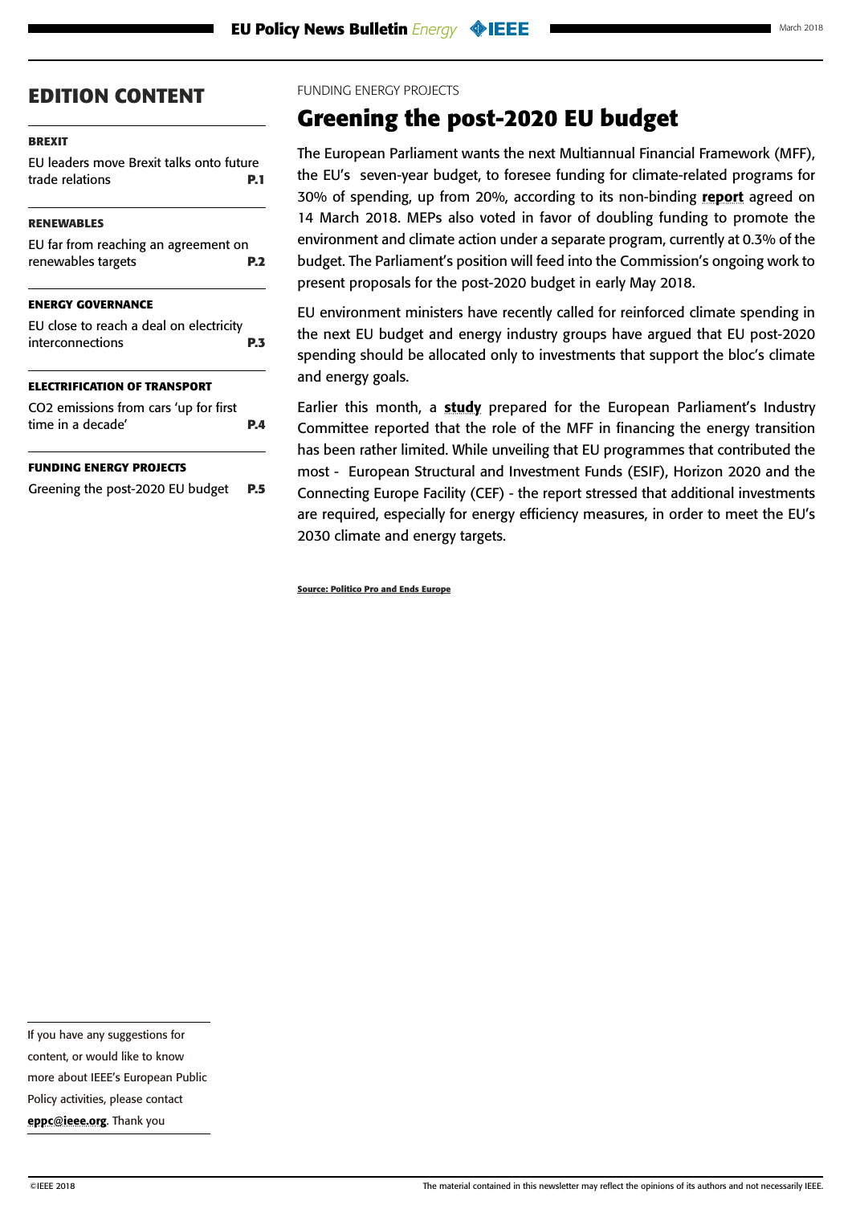## EDITION CONTENT

**BREXIT**

EU leaders move Brexit talks onto future trade relations **P.1**

**RENEWABLES**

EU far from reaching an agreement on renewables targets **P.2**

**ENERGY GOVERNANCE**

EU close to reach a deal on electricity interconnections **P.3**

**ELECTRIFICATION OF TRANSPORT**

CO2 emissions from cars 'up for first time in a decade' **P.4**

**FUNDING ENERGY PROJECTS**

Greening the post-2020 EU budget **P.5**

If you have any suggestions for content, or would like to know more about IEEE's European Public Policy activities, please contact **eppc@ieee.org**. Thank you

FUNDING ENERGY PROJECTS

# Greening the post-2020 EU budget

The European Parliament wants the next Multiannual Financial Framework (MFF), the EU's seven-year budget, to foresee funding for climate-related programs for 30% of spending, up from 20%, according to its non-binding **report** agreed on 14 March 2018. MEPs also voted in favor of doubling funding to promote the environment and climate action under a separate program, currently at 0.3% of the budget. The Parliament's position will feed into the Commission's ongoing work to present proposals for the post-2020 budget in early May 2018.

EU environment ministers have recently called for reinforced climate spending in the next EU budget and energy industry groups have argued that EU post-2020 spending should be allocated only to investments that support the bloc's climate and energy goals.

Earlier this month, a **study** prepared for the European Parliament's Industry Committee reported that the role of the MFF in financing the energy transition has been rather limited. While unveiling that EU programmes that contributed the most - European Structural and Investment Funds (ESIF), Horizon 2020 and the Connecting Europe Facility (CEF) - the report stressed that additional investments are required, especially for energy efficiency measures, in order to meet the EU's 2030 climate and energy targets.

**Source: Politico Pro and Ends Europe**